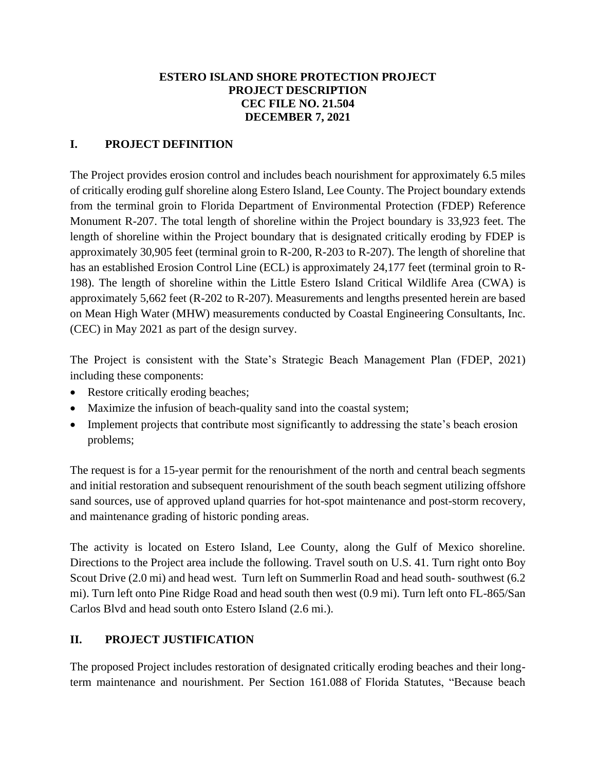**ESTERO ISLAND SHORE PROTECTION PROJECT**
**PROJECT DESCRIPTION**
**CEC FILE NO. 21.504**
**DECEMBER 7, 2021**

## I. PROJECT DEFINITION

The Project provides erosion control and includes beach nourishment for approximately 6.5 miles of critically eroding gulf shoreline along Estero Island, Lee County. The Project boundary extends from the terminal groin to Florida Department of Environmental Protection (FDEP) Reference Monument R-207. The total length of shoreline within the Project boundary is 33,923 feet. The length of shoreline within the Project boundary that is designated critically eroding by FDEP is approximately 30,905 feet (terminal groin to R-200, R-203 to R-207). The length of shoreline that has an established Erosion Control Line (ECL) is approximately 24,177 feet (terminal groin to R-198). The length of shoreline within the Little Estero Island Critical Wildlife Area (CWA) is approximately 5,662 feet (R-202 to R-207). Measurements and lengths presented herein are based on Mean High Water (MHW) measurements conducted by Coastal Engineering Consultants, Inc. (CEC) in May 2021 as part of the design survey.

The Project is consistent with the State's Strategic Beach Management Plan (FDEP, 2021) including these components:

- Restore critically eroding beaches;
- Maximize the infusion of beach-quality sand into the coastal system;
- Implement projects that contribute most significantly to addressing the state's beach erosion problems;

The request is for a 15-year permit for the renourishment of the north and central beach segments and initial restoration and subsequent renourishment of the south beach segment utilizing offshore sand sources, use of approved upland quarries for hot-spot maintenance and post-storm recovery, and maintenance grading of historic ponding areas.

The activity is located on Estero Island, Lee County, along the Gulf of Mexico shoreline. Directions to the Project area include the following. Travel south on U.S. 41. Turn right onto Boy Scout Drive (2.0 mi) and head west. Turn left on Summerlin Road and head south- southwest (6.2 mi). Turn left onto Pine Ridge Road and head south then west (0.9 mi). Turn left onto FL-865/San Carlos Blvd and head south onto Estero Island (2.6 mi.).

## II. PROJECT JUSTIFICATION

The proposed Project includes restoration of designated critically eroding beaches and their long-term maintenance and nourishment. Per Section 161.088 of Florida Statutes, "Because beach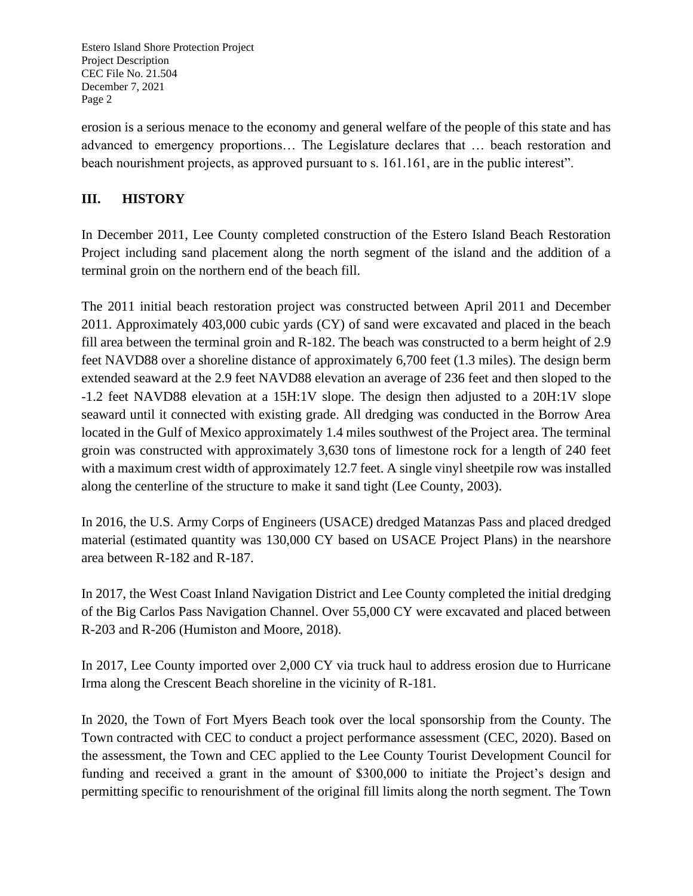erosion is a serious menace to the economy and general welfare of the people of this state and has advanced to emergency proportions… The Legislature declares that … beach restoration and beach nourishment projects, as approved pursuant to s. 161.161, are in the public interest".

## III. HISTORY

In December 2011, Lee County completed construction of the Estero Island Beach Restoration Project including sand placement along the north segment of the island and the addition of a terminal groin on the northern end of the beach fill.

The 2011 initial beach restoration project was constructed between April 2011 and December 2011. Approximately 403,000 cubic yards (CY) of sand were excavated and placed in the beach fill area between the terminal groin and R-182. The beach was constructed to a berm height of 2.9 feet NAVD88 over a shoreline distance of approximately 6,700 feet (1.3 miles). The design berm extended seaward at the 2.9 feet NAVD88 elevation an average of 236 feet and then sloped to the -1.2 feet NAVD88 elevation at a 15H:1V slope. The design then adjusted to a 20H:1V slope seaward until it connected with existing grade. All dredging was conducted in the Borrow Area located in the Gulf of Mexico approximately 1.4 miles southwest of the Project area. The terminal groin was constructed with approximately 3,630 tons of limestone rock for a length of 240 feet with a maximum crest width of approximately 12.7 feet. A single vinyl sheetpile row was installed along the centerline of the structure to make it sand tight (Lee County, 2003).

In 2016, the U.S. Army Corps of Engineers (USACE) dredged Matanzas Pass and placed dredged material (estimated quantity was 130,000 CY based on USACE Project Plans) in the nearshore area between R-182 and R-187.

In 2017, the West Coast Inland Navigation District and Lee County completed the initial dredging of the Big Carlos Pass Navigation Channel. Over 55,000 CY were excavated and placed between R-203 and R-206 (Humiston and Moore, 2018).

In 2017, Lee County imported over 2,000 CY via truck haul to address erosion due to Hurricane Irma along the Crescent Beach shoreline in the vicinity of R-181.

In 2020, the Town of Fort Myers Beach took over the local sponsorship from the County. The Town contracted with CEC to conduct a project performance assessment (CEC, 2020). Based on the assessment, the Town and CEC applied to the Lee County Tourist Development Council for funding and received a grant in the amount of $300,000 to initiate the Project's design and permitting specific to renourishment of the original fill limits along the north segment. The Town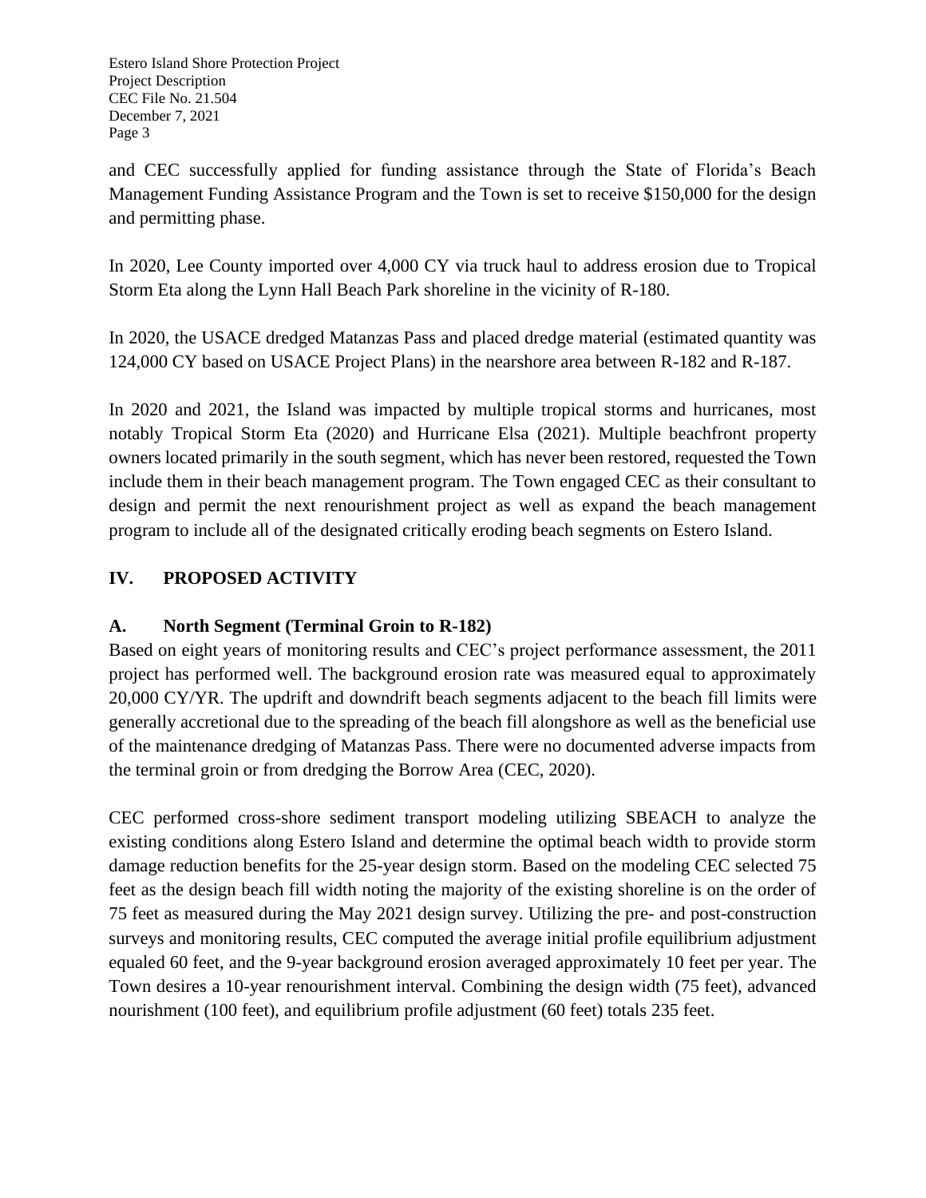and CEC successfully applied for funding assistance through the State of Florida's Beach Management Funding Assistance Program and the Town is set to receive $150,000 for the design and permitting phase.

In 2020, Lee County imported over 4,000 CY via truck haul to address erosion due to Tropical Storm Eta along the Lynn Hall Beach Park shoreline in the vicinity of R-180.

In 2020, the USACE dredged Matanzas Pass and placed dredge material (estimated quantity was 124,000 CY based on USACE Project Plans) in the nearshore area between R-182 and R-187.

In 2020 and 2021, the Island was impacted by multiple tropical storms and hurricanes, most notably Tropical Storm Eta (2020) and Hurricane Elsa (2021). Multiple beachfront property owners located primarily in the south segment, which has never been restored, requested the Town include them in their beach management program. The Town engaged CEC as their consultant to design and permit the next renourishment project as well as expand the beach management program to include all of the designated critically eroding beach segments on Estero Island.

## IV. PROPOSED ACTIVITY

### A. North Segment (Terminal Groin to R-182)

Based on eight years of monitoring results and CEC's project performance assessment, the 2011 project has performed well. The background erosion rate was measured equal to approximately 20,000 CY/YR. The updrift and downdrift beach segments adjacent to the beach fill limits were generally accretional due to the spreading of the beach fill alongshore as well as the beneficial use of the maintenance dredging of Matanzas Pass. There were no documented adverse impacts from the terminal groin or from dredging the Borrow Area (CEC, 2020).

CEC performed cross-shore sediment transport modeling utilizing SBEACH to analyze the existing conditions along Estero Island and determine the optimal beach width to provide storm damage reduction benefits for the 25-year design storm. Based on the modeling CEC selected 75 feet as the design beach fill width noting the majority of the existing shoreline is on the order of 75 feet as measured during the May 2021 design survey. Utilizing the pre- and post-construction surveys and monitoring results, CEC computed the average initial profile equilibrium adjustment equaled 60 feet, and the 9-year background erosion averaged approximately 10 feet per year. The Town desires a 10-year renourishment interval. Combining the design width (75 feet), advanced nourishment (100 feet), and equilibrium profile adjustment (60 feet) totals 235 feet.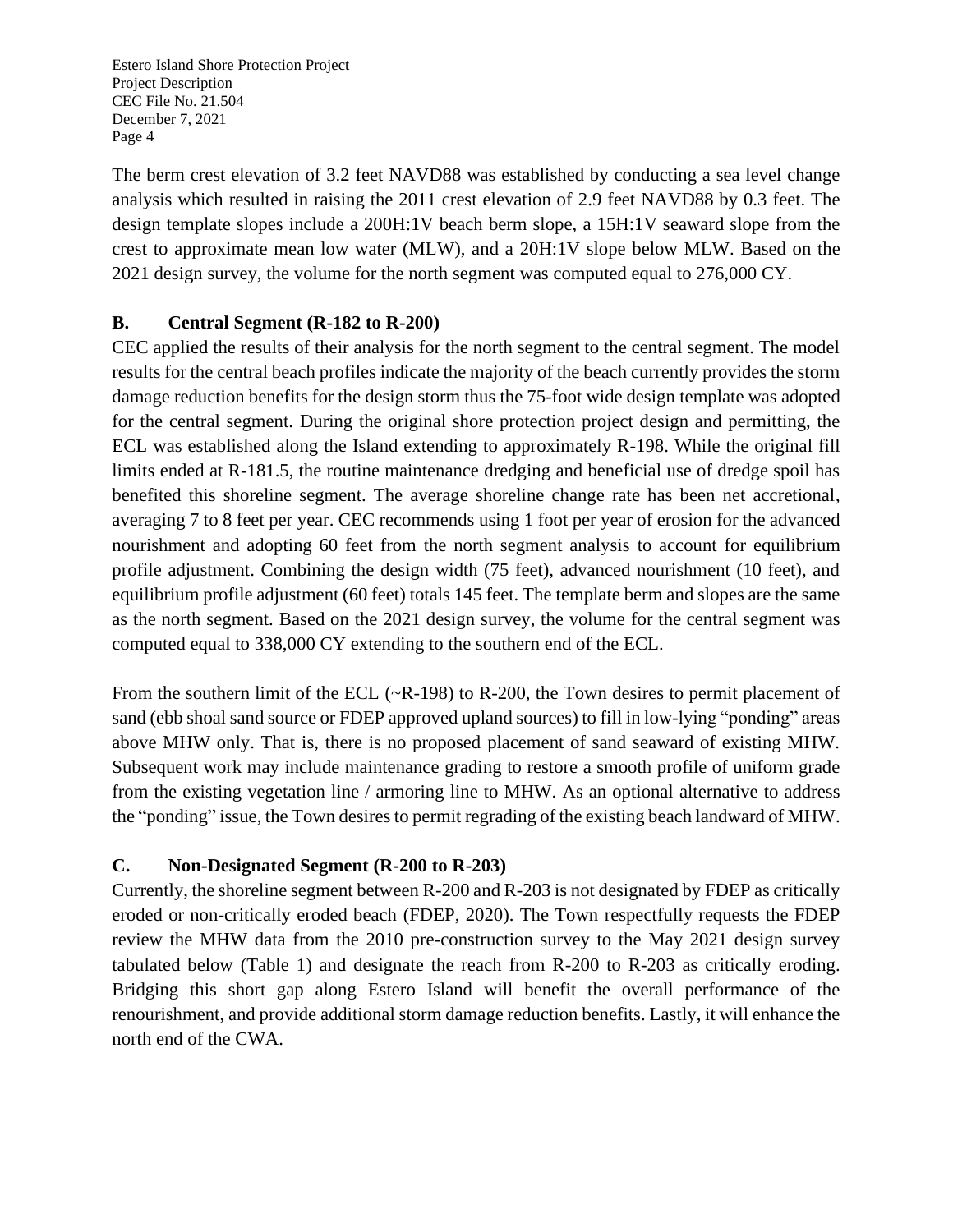The berm crest elevation of 3.2 feet NAVD88 was established by conducting a sea level change analysis which resulted in raising the 2011 crest elevation of 2.9 feet NAVD88 by 0.3 feet. The design template slopes include a 200H:1V beach berm slope, a 15H:1V seaward slope from the crest to approximate mean low water (MLW), and a 20H:1V slope below MLW. Based on the 2021 design survey, the volume for the north segment was computed equal to 276,000 CY.

### B. Central Segment (R-182 to R-200)

CEC applied the results of their analysis for the north segment to the central segment. The model results for the central beach profiles indicate the majority of the beach currently provides the storm damage reduction benefits for the design storm thus the 75-foot wide design template was adopted for the central segment. During the original shore protection project design and permitting, the ECL was established along the Island extending to approximately R-198. While the original fill limits ended at R-181.5, the routine maintenance dredging and beneficial use of dredge spoil has benefited this shoreline segment. The average shoreline change rate has been net accretional, averaging 7 to 8 feet per year. CEC recommends using 1 foot per year of erosion for the advanced nourishment and adopting 60 feet from the north segment analysis to account for equilibrium profile adjustment. Combining the design width (75 feet), advanced nourishment (10 feet), and equilibrium profile adjustment (60 feet) totals 145 feet. The template berm and slopes are the same as the north segment. Based on the 2021 design survey, the volume for the central segment was computed equal to 338,000 CY extending to the southern end of the ECL.

From the southern limit of the ECL (~R-198) to R-200, the Town desires to permit placement of sand (ebb shoal sand source or FDEP approved upland sources) to fill in low-lying "ponding" areas above MHW only. That is, there is no proposed placement of sand seaward of existing MHW. Subsequent work may include maintenance grading to restore a smooth profile of uniform grade from the existing vegetation line / armoring line to MHW. As an optional alternative to address the "ponding" issue, the Town desires to permit regrading of the existing beach landward of MHW.

### C. Non-Designated Segment (R-200 to R-203)

Currently, the shoreline segment between R-200 and R-203 is not designated by FDEP as critically eroded or non-critically eroded beach (FDEP, 2020). The Town respectfully requests the FDEP review the MHW data from the 2010 pre-construction survey to the May 2021 design survey tabulated below (Table 1) and designate the reach from R-200 to R-203 as critically eroding. Bridging this short gap along Estero Island will benefit the overall performance of the renourishment, and provide additional storm damage reduction benefits. Lastly, it will enhance the north end of the CWA.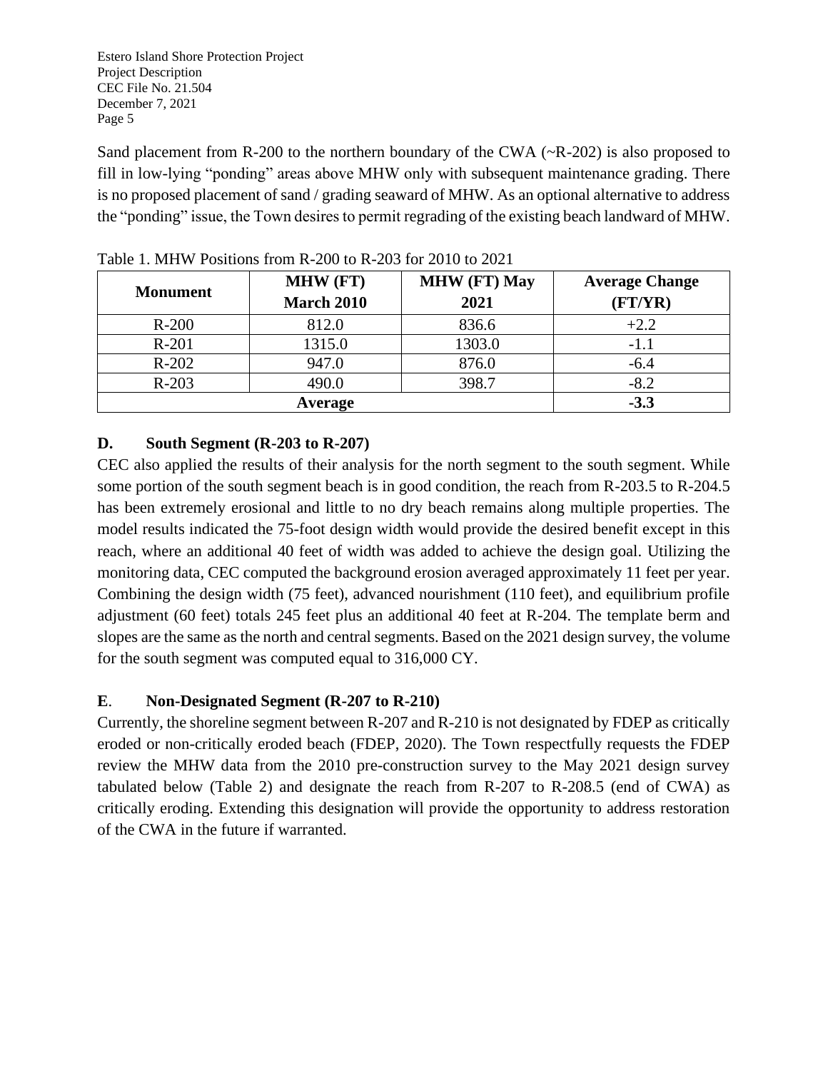Sand placement from R-200 to the northern boundary of the CWA (~R-202) is also proposed to fill in low-lying "ponding" areas above MHW only with subsequent maintenance grading. There is no proposed placement of sand / grading seaward of MHW. As an optional alternative to address the "ponding" issue, the Town desires to permit regrading of the existing beach landward of MHW.

Table 1. MHW Positions from R-200 to R-203 for 2010 to 2021

| Monument | MHW (FT) March 2010 | MHW (FT) May 2021 | Average Change (FT/YR) |
|---|---|---|---|
| R-200 | 812.0 | 836.6 | +2.2 |
| R-201 | 1315.0 | 1303.0 | -1.1 |
| R-202 | 947.0 | 876.0 | -6.4 |
| R-203 | 490.0 | 398.7 | -8.2 |
| **Average** | | | **-3.3** |

### D. South Segment (R-203 to R-207)

CEC also applied the results of their analysis for the north segment to the south segment. While some portion of the south segment beach is in good condition, the reach from R-203.5 to R-204.5 has been extremely erosional and little to no dry beach remains along multiple properties. The model results indicated the 75-foot design width would provide the desired benefit except in this reach, where an additional 40 feet of width was added to achieve the design goal. Utilizing the monitoring data, CEC computed the background erosion averaged approximately 11 feet per year. Combining the design width (75 feet), advanced nourishment (110 feet), and equilibrium profile adjustment (60 feet) totals 245 feet plus an additional 40 feet at R-204. The template berm and slopes are the same as the north and central segments. Based on the 2021 design survey, the volume for the south segment was computed equal to 316,000 CY.

### E. Non-Designated Segment (R-207 to R-210)

Currently, the shoreline segment between R-207 and R-210 is not designated by FDEP as critically eroded or non-critically eroded beach (FDEP, 2020). The Town respectfully requests the FDEP review the MHW data from the 2010 pre-construction survey to the May 2021 design survey tabulated below (Table 2) and designate the reach from R-207 to R-208.5 (end of CWA) as critically eroding. Extending this designation will provide the opportunity to address restoration of the CWA in the future if warranted.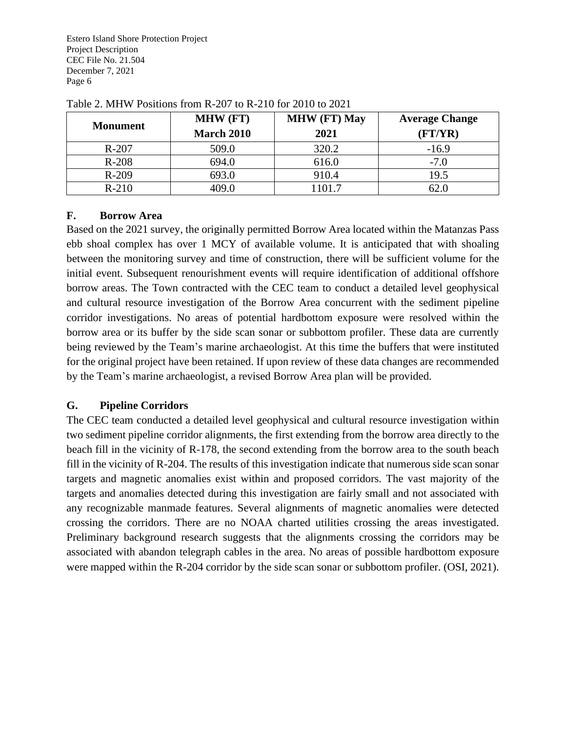Table 2. MHW Positions from R-207 to R-210 for 2010 to 2021

| Monument | MHW (FT) March 2010 | MHW (FT) May 2021 | Average Change (FT/YR) |
|---|---|---|---|
| R-207 | 509.0 | 320.2 | -16.9 |
| R-208 | 694.0 | 616.0 | -7.0 |
| R-209 | 693.0 | 910.4 | 19.5 |
| R-210 | 409.0 | 1101.7 | 62.0 |

## F. Borrow Area

Based on the 2021 survey, the originally permitted Borrow Area located within the Matanzas Pass ebb shoal complex has over 1 MCY of available volume. It is anticipated that with shoaling between the monitoring survey and time of construction, there will be sufficient volume for the initial event. Subsequent renourishment events will require identification of additional offshore borrow areas. The Town contracted with the CEC team to conduct a detailed level geophysical and cultural resource investigation of the Borrow Area concurrent with the sediment pipeline corridor investigations. No areas of potential hardbottom exposure were resolved within the borrow area or its buffer by the side scan sonar or subbottom profiler. These data are currently being reviewed by the Team's marine archaeologist. At this time the buffers that were instituted for the original project have been retained. If upon review of these data changes are recommended by the Team's marine archaeologist, a revised Borrow Area plan will be provided.

## G. Pipeline Corridors

The CEC team conducted a detailed level geophysical and cultural resource investigation within two sediment pipeline corridor alignments, the first extending from the borrow area directly to the beach fill in the vicinity of R-178, the second extending from the borrow area to the south beach fill in the vicinity of R-204. The results of this investigation indicate that numerous side scan sonar targets and magnetic anomalies exist within and proposed corridors. The vast majority of the targets and anomalies detected during this investigation are fairly small and not associated with any recognizable manmade features. Several alignments of magnetic anomalies were detected crossing the corridors. There are no NOAA charted utilities crossing the areas investigated. Preliminary background research suggests that the alignments crossing the corridors may be associated with abandon telegraph cables in the area. No areas of possible hardbottom exposure were mapped within the R-204 corridor by the side scan sonar or subbottom profiler. (OSI, 2021).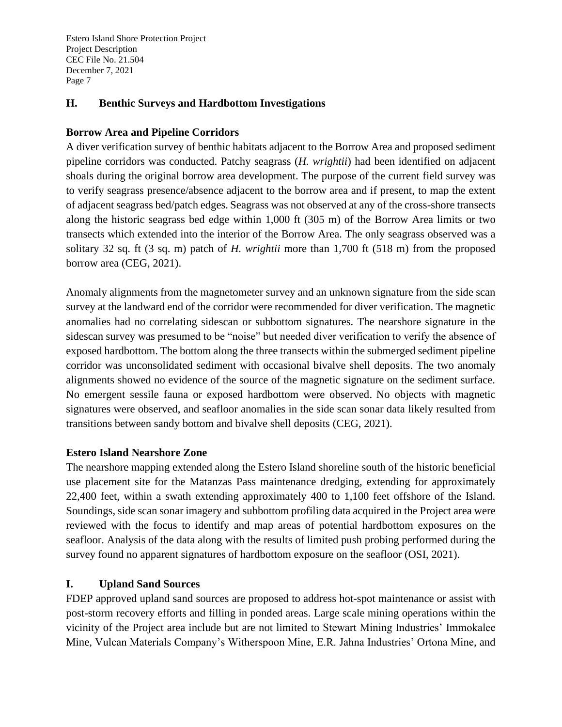## H. Benthic Surveys and Hardbottom Investigations

### Borrow Area and Pipeline Corridors

A diver verification survey of benthic habitats adjacent to the Borrow Area and proposed sediment pipeline corridors was conducted. Patchy seagrass (*H. wrightii*) had been identified on adjacent shoals during the original borrow area development. The purpose of the current field survey was to verify seagrass presence/absence adjacent to the borrow area and if present, to map the extent of adjacent seagrass bed/patch edges. Seagrass was not observed at any of the cross-shore transects along the historic seagrass bed edge within 1,000 ft (305 m) of the Borrow Area limits or two transects which extended into the interior of the Borrow Area. The only seagrass observed was a solitary 32 sq. ft (3 sq. m) patch of *H. wrightii* more than 1,700 ft (518 m) from the proposed borrow area (CEG, 2021).

Anomaly alignments from the magnetometer survey and an unknown signature from the side scan survey at the landward end of the corridor were recommended for diver verification. The magnetic anomalies had no correlating sidescan or subbottom signatures. The nearshore signature in the sidescan survey was presumed to be "noise" but needed diver verification to verify the absence of exposed hardbottom. The bottom along the three transects within the submerged sediment pipeline corridor was unconsolidated sediment with occasional bivalve shell deposits. The two anomaly alignments showed no evidence of the source of the magnetic signature on the sediment surface. No emergent sessile fauna or exposed hardbottom were observed. No objects with magnetic signatures were observed, and seafloor anomalies in the side scan sonar data likely resulted from transitions between sandy bottom and bivalve shell deposits (CEG, 2021).

### Estero Island Nearshore Zone

The nearshore mapping extended along the Estero Island shoreline south of the historic beneficial use placement site for the Matanzas Pass maintenance dredging, extending for approximately 22,400 feet, within a swath extending approximately 400 to 1,100 feet offshore of the Island. Soundings, side scan sonar imagery and subbottom profiling data acquired in the Project area were reviewed with the focus to identify and map areas of potential hardbottom exposures on the seafloor. Analysis of the data along with the results of limited push probing performed during the survey found no apparent signatures of hardbottom exposure on the seafloor (OSI, 2021).

## I. Upland Sand Sources

FDEP approved upland sand sources are proposed to address hot-spot maintenance or assist with post-storm recovery efforts and filling in ponded areas. Large scale mining operations within the vicinity of the Project area include but are not limited to Stewart Mining Industries' Immokalee Mine, Vulcan Materials Company's Witherspoon Mine, E.R. Jahna Industries' Ortona Mine, and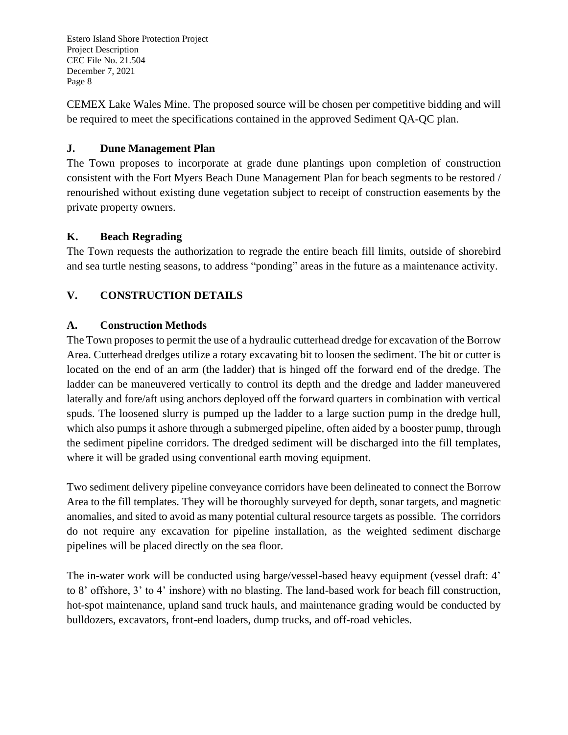CEMEX Lake Wales Mine. The proposed source will be chosen per competitive bidding and will be required to meet the specifications contained in the approved Sediment QA-QC plan.

### J. Dune Management Plan

The Town proposes to incorporate at grade dune plantings upon completion of construction consistent with the Fort Myers Beach Dune Management Plan for beach segments to be restored / renourished without existing dune vegetation subject to receipt of construction easements by the private property owners.

### K. Beach Regrading

The Town requests the authorization to regrade the entire beach fill limits, outside of shorebird and sea turtle nesting seasons, to address "ponding" areas in the future as a maintenance activity.

## V. CONSTRUCTION DETAILS

### A. Construction Methods

The Town proposes to permit the use of a hydraulic cutterhead dredge for excavation of the Borrow Area. Cutterhead dredges utilize a rotary excavating bit to loosen the sediment. The bit or cutter is located on the end of an arm (the ladder) that is hinged off the forward end of the dredge. The ladder can be maneuvered vertically to control its depth and the dredge and ladder maneuvered laterally and fore/aft using anchors deployed off the forward quarters in combination with vertical spuds. The loosened slurry is pumped up the ladder to a large suction pump in the dredge hull, which also pumps it ashore through a submerged pipeline, often aided by a booster pump, through the sediment pipeline corridors. The dredged sediment will be discharged into the fill templates, where it will be graded using conventional earth moving equipment.

Two sediment delivery pipeline conveyance corridors have been delineated to connect the Borrow Area to the fill templates. They will be thoroughly surveyed for depth, sonar targets, and magnetic anomalies, and sited to avoid as many potential cultural resource targets as possible. The corridors do not require any excavation for pipeline installation, as the weighted sediment discharge pipelines will be placed directly on the sea floor.

The in-water work will be conducted using barge/vessel-based heavy equipment (vessel draft: 4' to 8' offshore, 3' to 4' inshore) with no blasting. The land-based work for beach fill construction, hot-spot maintenance, upland sand truck hauls, and maintenance grading would be conducted by bulldozers, excavators, front-end loaders, dump trucks, and off-road vehicles.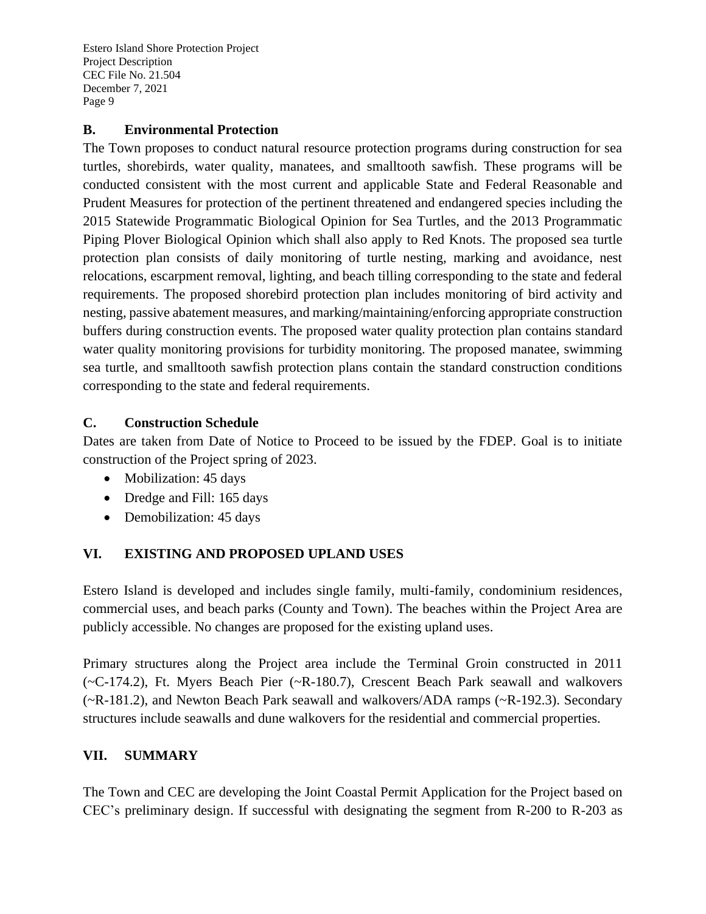### B. Environmental Protection

The Town proposes to conduct natural resource protection programs during construction for sea turtles, shorebirds, water quality, manatees, and smalltooth sawfish. These programs will be conducted consistent with the most current and applicable State and Federal Reasonable and Prudent Measures for protection of the pertinent threatened and endangered species including the 2015 Statewide Programmatic Biological Opinion for Sea Turtles, and the 2013 Programmatic Piping Plover Biological Opinion which shall also apply to Red Knots. The proposed sea turtle protection plan consists of daily monitoring of turtle nesting, marking and avoidance, nest relocations, escarpment removal, lighting, and beach tilling corresponding to the state and federal requirements. The proposed shorebird protection plan includes monitoring of bird activity and nesting, passive abatement measures, and marking/maintaining/enforcing appropriate construction buffers during construction events. The proposed water quality protection plan contains standard water quality monitoring provisions for turbidity monitoring. The proposed manatee, swimming sea turtle, and smalltooth sawfish protection plans contain the standard construction conditions corresponding to the state and federal requirements.

### C. Construction Schedule

Dates are taken from Date of Notice to Proceed to be issued by the FDEP. Goal is to initiate construction of the Project spring of 2023.

- Mobilization: 45 days
- Dredge and Fill: 165 days
- Demobilization: 45 days

## VI. EXISTING AND PROPOSED UPLAND USES

Estero Island is developed and includes single family, multi-family, condominium residences, commercial uses, and beach parks (County and Town). The beaches within the Project Area are publicly accessible. No changes are proposed for the existing upland uses.

Primary structures along the Project area include the Terminal Groin constructed in 2011 (~C-174.2), Ft. Myers Beach Pier (~R-180.7), Crescent Beach Park seawall and walkovers (~R-181.2), and Newton Beach Park seawall and walkovers/ADA ramps (~R-192.3). Secondary structures include seawalls and dune walkovers for the residential and commercial properties.

## VII. SUMMARY

The Town and CEC are developing the Joint Coastal Permit Application for the Project based on CEC's preliminary design. If successful with designating the segment from R-200 to R-203 as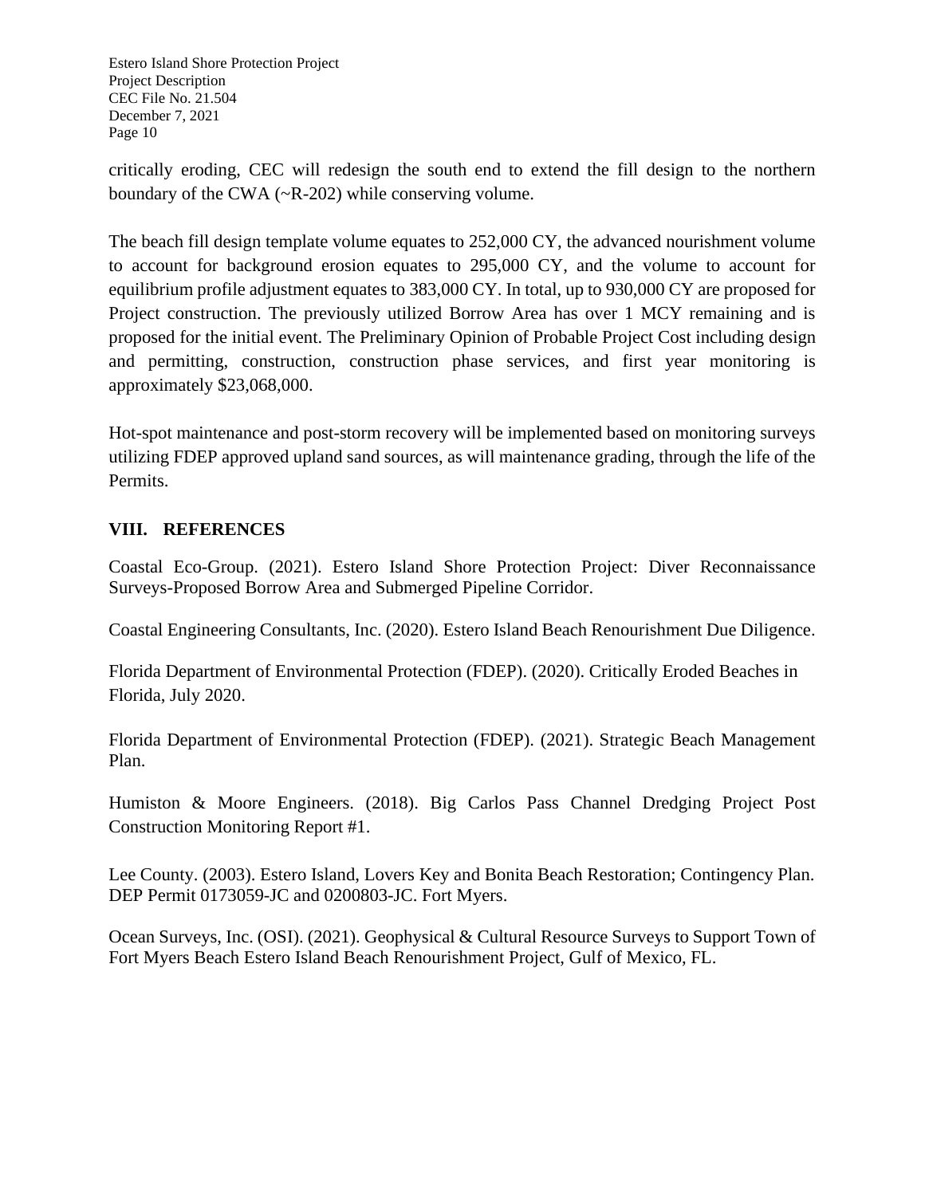critically eroding, CEC will redesign the south end to extend the fill design to the northern boundary of the CWA (~R-202) while conserving volume.

The beach fill design template volume equates to 252,000 CY, the advanced nourishment volume to account for background erosion equates to 295,000 CY, and the volume to account for equilibrium profile adjustment equates to 383,000 CY. In total, up to 930,000 CY are proposed for Project construction. The previously utilized Borrow Area has over 1 MCY remaining and is proposed for the initial event. The Preliminary Opinion of Probable Project Cost including design and permitting, construction, construction phase services, and first year monitoring is approximately $23,068,000.

Hot-spot maintenance and post-storm recovery will be implemented based on monitoring surveys utilizing FDEP approved upland sand sources, as will maintenance grading, through the life of the Permits.

## VIII. REFERENCES

Coastal Eco-Group. (2021). Estero Island Shore Protection Project: Diver Reconnaissance Surveys-Proposed Borrow Area and Submerged Pipeline Corridor.

Coastal Engineering Consultants, Inc. (2020). Estero Island Beach Renourishment Due Diligence.

Florida Department of Environmental Protection (FDEP). (2020). Critically Eroded Beaches in Florida, July 2020.

Florida Department of Environmental Protection (FDEP). (2021). Strategic Beach Management Plan.

Humiston & Moore Engineers. (2018). Big Carlos Pass Channel Dredging Project Post Construction Monitoring Report #1.

Lee County. (2003). Estero Island, Lovers Key and Bonita Beach Restoration; Contingency Plan. DEP Permit 0173059-JC and 0200803-JC. Fort Myers.

Ocean Surveys, Inc. (OSI). (2021). Geophysical & Cultural Resource Surveys to Support Town of Fort Myers Beach Estero Island Beach Renourishment Project, Gulf of Mexico, FL.